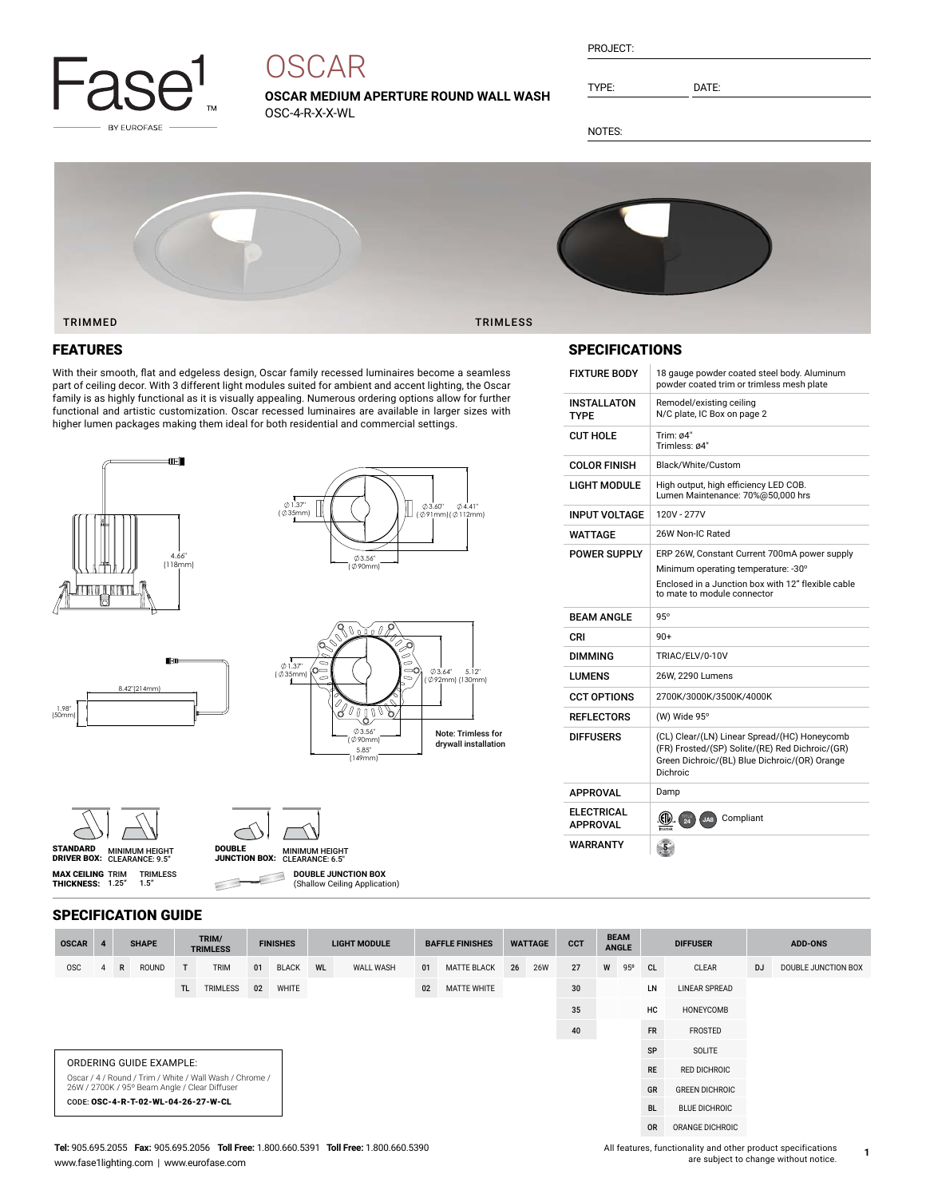# Fase1 BY EUROFASE

# OSCAR

**OSCAR MEDIUM APERTURE ROUND WALL WASH**
OSC-4-R-X-X-WL

PROJECT:

TYPE: DATE:

NOTES:

TRIMMED TRIMLESS

## FEATURES

With their smooth, flat and edgeless design, Oscar family recessed luminaires become a seamless part of ceiling decor. With 3 different light modules suited for ambient and accent lighting, the Oscar family is as highly functional as it is visually appealing. Numerous ordering options allow for further functional and artistic customization. Oscar recessed luminaires are available in larger sizes with higher lumen packages making them ideal for both residential and commercial settings.

4.66" (118mm)

∅1.37" (∅35mm) ∅3.60" (∅91mm) ∅4.41" (∅112mm) ∅3.56" (∅90mm)

8.42"(214mm) 1.98" (50mm)

∅1.37" (∅35mm) ∅3.64" (∅92mm) 5.12" (130mm) ∅3.56" (∅90mm) 5.85" (149mm)

**Note: Trimless for drywall installation**

**STANDARD DRIVER BOX:** MINIMUM HEIGHT CLEARANCE: 9.5"

**MAX CEILING THICKNESS:** TRIM 1.25" TRIMLESS 1.5"

**DOUBLE JUNCTION BOX:** MINIMUM HEIGHT CLEARANCE: 6.5"

**DOUBLE JUNCTION BOX** (Shallow Ceiling Application)

## SPECIFICATIONS

| | |
|---|---|
| FIXTURE BODY | 18 gauge powder coated steel body. Aluminum powder coated trim or trimless mesh plate |
| INSTALLATON TYPE | Remodel/existing ceiling<br>N/C plate, IC Box on page 2 |
| CUT HOLE | Trim: ø4"<br>Trimless: ø4" |
| COLOR FINISH | Black/White/Custom |
| LIGHT MODULE | High output, high efficiency LED COB.<br>Lumen Maintenance: 70%@50,000 hrs |
| INPUT VOLTAGE | 120V - 277V |
| WATTAGE | 26W Non-IC Rated |
| POWER SUPPLY | ERP 26W, Constant Current 700mA power supply<br>Minimum operating temperature: -30°<br>Enclosed in a Junction box with 12" flexible cable to mate to module connector |
| BEAM ANGLE | 95° |
| CRI | 90+ |
| DIMMING | TRIAC/ELV/0-10V |
| LUMENS | 26W, 2290 Lumens |
| CCT OPTIONS | 2700K/3000K/3500K/4000K |
| REFLECTORS | (W) Wide 95° |
| DIFFUSERS | (CL) Clear/(LN) Linear Spread/(HC) Honeycomb (FR) Frosted/(SP) Solite/(RE) Red Dichroic/(GR) Green Dichroic/(BL) Blue Dichroic/(OR) Orange Dichroic |
| APPROVAL | Damp |
| ELECTRICAL APPROVAL | Compliant |
| WARRANTY | 5 |

## SPECIFICATION GUIDE

| OSCAR | 4 | SHAPE | | TRIM/ TRIMLESS | | FINISHES | | LIGHT MODULE | | BAFFLE FINISHES | | WATTAGE | | CCT | BEAM ANGLE | | DIFFUSER | | ADD-ONS | |
|---|---|---|---|---|---|---|---|---|---|---|---|---|---|---|---|---|---|---|---|---|
| OSC | 4 | R | ROUND | T | TRIM | 01 | BLACK | WL | WALL WASH | 01 | MATTE BLACK | 26 | 26W | 27 | W | 95° | CL | CLEAR | DJ | DOUBLE JUNCTION BOX |
| | | | | TL | TRIMLESS | 02 | WHITE | | | 02 | MATTE WHITE | | | 30 | | | LN | LINEAR SPREAD | | |
| | | | | | | | | | | | | | | 35 | | | HC | HONEYCOMB | | |
| | | | | | | | | | | | | | | 40 | | | FR | FROSTED | | |
| | | | | | | | | | | | | | | | | | SP | SOLITE | | |
| | | | | | | | | | | | | | | | | | RE | RED DICHROIC | | |
| | | | | | | | | | | | | | | | | | GR | GREEN DICHROIC | | |
| | | | | | | | | | | | | | | | | | BL | BLUE DICHROIC | | |
| | | | | | | | | | | | | | | | | | OR | ORANGE DICHROIC | | |

ORDERING GUIDE EXAMPLE:

Oscar / 4 / Round / Trim / White / Wall Wash / Chrome / 26W / 2700K / 95° Beam Angle / Clear Diffuser

CODE: **OSC-4-R-T-02-WL-04-26-27-W-CL**

**Tel:** 905.695.2055 **Fax:** 905.695.2056 **Toll Free:** 1.800.660.5391 **Toll Free:** 1.800.660.5390
www.fase1lighting.com | www.eurofase.com

All features, functionality and other product specifications are subject to change without notice.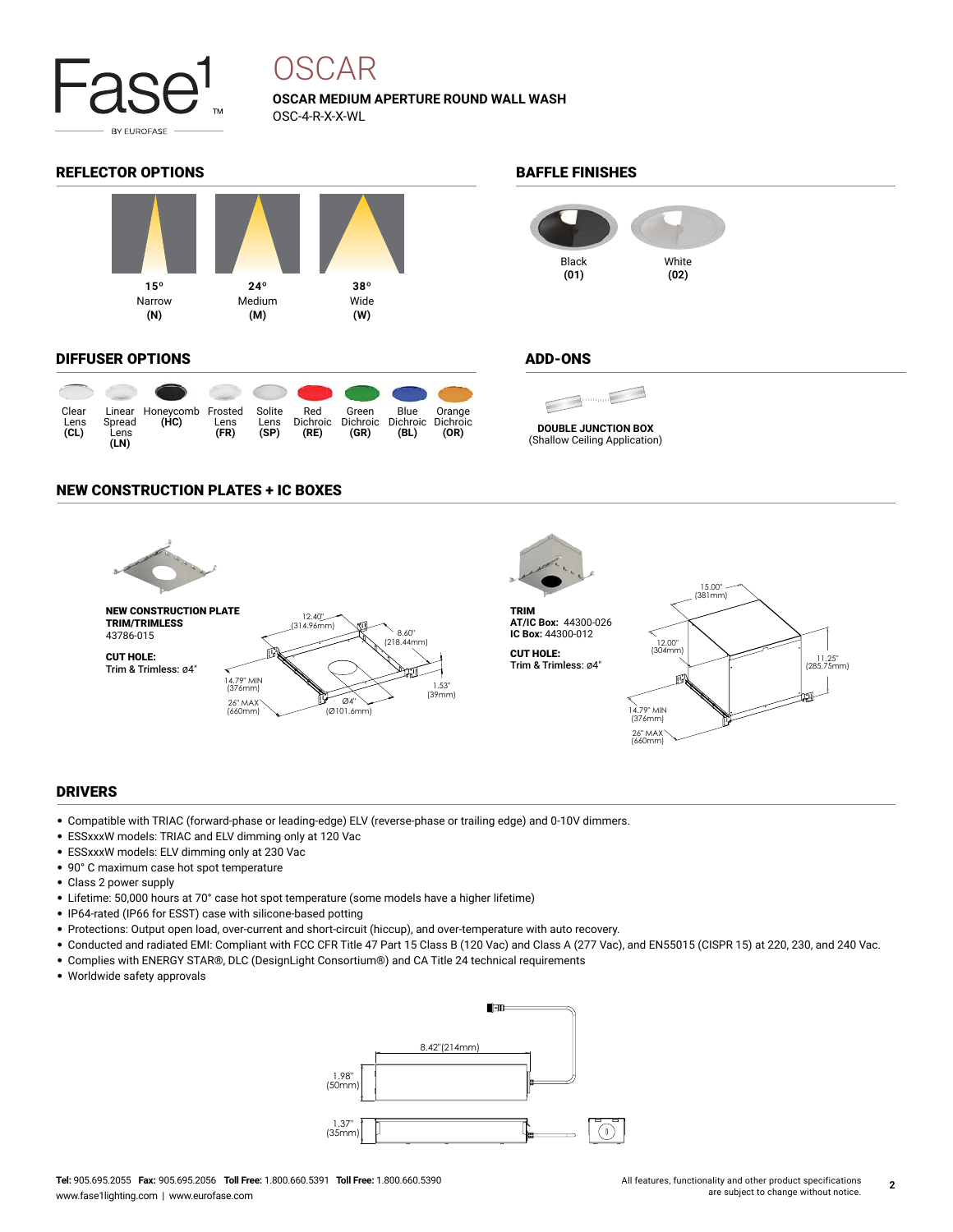# OSCAR

**OSCAR MEDIUM APERTURE ROUND WALL WASH**

OSC-4-R-X-X-WL

## REFLECTOR OPTIONS

| 15° | 24° | 38° |
| --- | --- | --- |
| Narrow | Medium | Wide |
| **(N)** | **(M)** | **(W)** |

## BAFFLE FINISHES

| Black | White |
| --- | --- |
| **(01)** | **(02)** |

## DIFFUSER OPTIONS

| Clear Lens | Linear Spread Lens | Honeycomb | Frosted Lens | Solite Lens | Red Dichroic | Green Dichroic | Blue Dichroic | Orange Dichroic |
| --- | --- | --- | --- | --- | --- | --- | --- | --- |
| **(CL)** | **(LN)** | **(HC)** | **(FR)** | **(SP)** | **(RE)** | **(GR)** | **(BL)** | **(OR)** |

## ADD-ONS

**DOUBLE JUNCTION BOX**
(Shallow Ceiling Application)

## NEW CONSTRUCTION PLATES + IC BOXES

**NEW CONSTRUCTION PLATE**
**TRIM/TRIMLESS**
43786-015

**CUT HOLE:**
Trim & Trimless: ø4"

12.40" (314.96mm), 8.60" (218.44mm), 1.53" (39mm), 14.79" MIN (376mm), 26" MAX (660mm), Ø4" (Ø101.6mm)

**TRIM**
**AT/IC Box:** 44300-026
**IC Box:** 44300-012

**CUT HOLE:**
Trim & Trimless: ø4"

15.00" (381mm), 12.00" (304mm), 11.25" (285.75mm), 14.79" MIN (376mm), 26" MAX (660mm)

## DRIVERS

- Compatible with TRIAC (forward-phase or leading-edge) ELV (reverse-phase or trailing edge) and 0-10V dimmers.
- ESSxxxW models: TRIAC and ELV dimming only at 120 Vac
- ESSxxxW models: ELV dimming only at 230 Vac
- 90° C maximum case hot spot temperature
- Class 2 power supply
- Lifetime: 50,000 hours at 70° case hot spot temperature (some models have a higher lifetime)
- IP64-rated (IP66 for ESST) case with silicone-based potting
- Protections: Output open load, over-current and short-circuit (hiccup), and over-temperature with auto recovery.
- Conducted and radiated EMI: Compliant with FCC CFR Title 47 Part 15 Class B (120 Vac) and Class A (277 Vac), and EN55015 (CISPR 15) at 220, 230, and 240 Vac.
- Complies with ENERGY STAR®, DLC (DesignLight Consortium®) and CA Title 24 technical requirements
- Worldwide safety approvals

8.42" (214mm), 1.98" (50mm), 1.37" (35mm)

**Tel:** 905.695.2055 **Fax:** 905.695.2056 **Toll Free:** 1.800.660.5391 **Toll Free:** 1.800.660.5390
www.fase1lighting.com | www.eurofase.com

All features, functionality and other product specifications are subject to change without notice.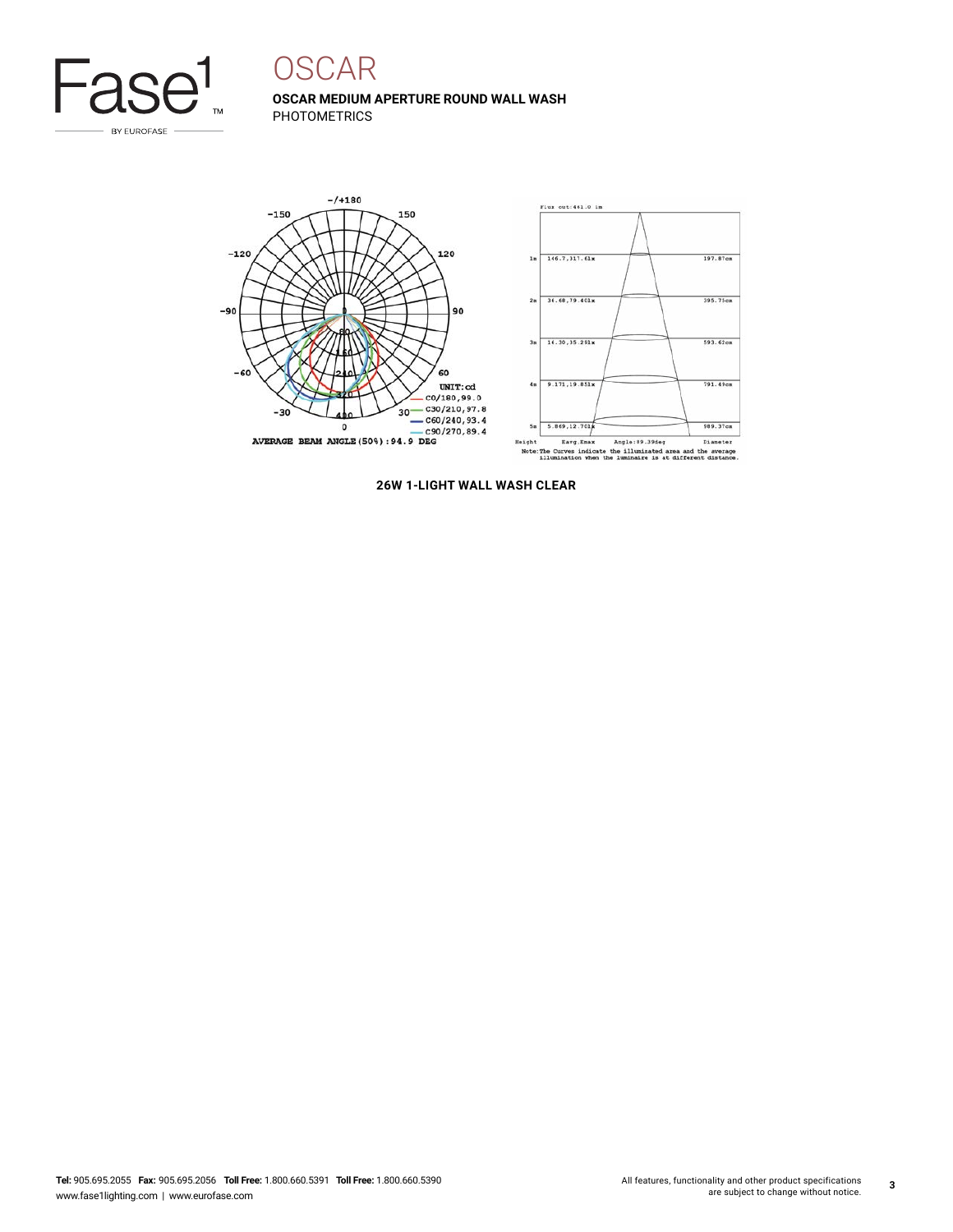# OSCAR

**OSCAR MEDIUM APERTURE ROUND WALL WASH**

PHOTOMETRICS

-/+180
-150
150
-120
120
-90
90
-60
60
-30
30
0
80
160
240
320
400
UNIT:cd
C0/180,99.0
C30/210,97.8
C60/240,93.4
C90/270,89.4
AVERAGE BEAM ANGLE(50%):94.9 DEG

Flux out:461.0 lm
1m 146.7,317.61x 197.87cm
2m 36.68,79.401x 395.75cm
3m 16.30,35.291x 593.62cm
4m 9.171,19.851x 791.49cm
5m 5.869,12.701x 989.37cm
Height Eavg.Emax Angle:89.39deg Diameter
Note:The Curves indicate the illuminated area and the average illumination when the luminaire is at different distance.

**26W 1-LIGHT WALL WASH CLEAR**

**Tel:** 905.695.2055 **Fax:** 905.695.2056 **Toll Free:** 1.800.660.5391 **Toll Free:** 1.800.660.5390
www.fase1lighting.com | www.eurofase.com

All features, functionality and other product specifications are subject to change without notice.